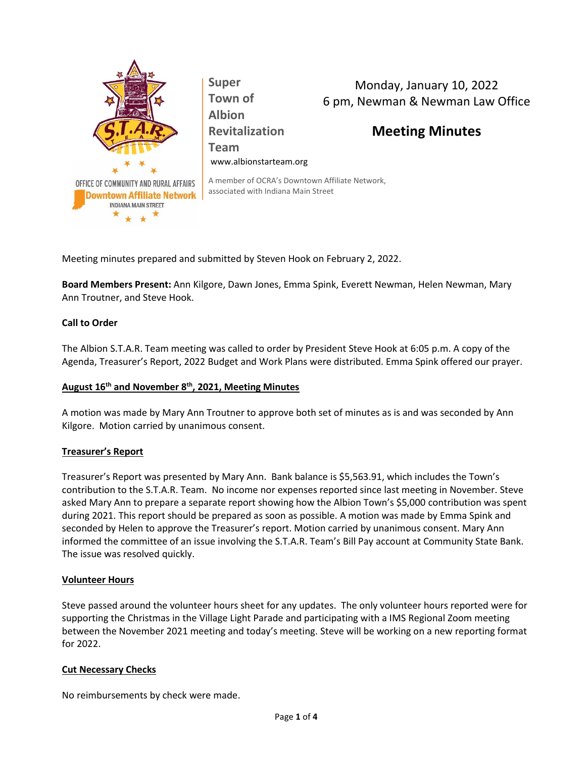**Super Town of Albion Revitalization Team**

www.albionstarteam.org

A member of OCRA's Downtown Affiliate Network, associated with Indiana Main Street

Monday, January 10, 2022
6 pm, Newman & Newman Law Office

# Meeting Minutes

Meeting minutes prepared and submitted by Steven Hook on February 2, 2022.

**Board Members Present:** Ann Kilgore, Dawn Jones, Emma Spink, Everett Newman, Helen Newman, Mary Ann Troutner, and Steve Hook.

**Call to Order**

The Albion S.T.A.R. Team meeting was called to order by President Steve Hook at 6:05 p.m. A copy of the Agenda, Treasurer's Report, 2022 Budget and Work Plans were distributed. Emma Spink offered our prayer.

**August 16th and November 8th, 2021, Meeting Minutes**

A motion was made by Mary Ann Troutner to approve both set of minutes as is and was seconded by Ann Kilgore. Motion carried by unanimous consent.

**Treasurer's Report**

Treasurer's Report was presented by Mary Ann. Bank balance is $5,563.91, which includes the Town's contribution to the S.T.A.R. Team. No income nor expenses reported since last meeting in November. Steve asked Mary Ann to prepare a separate report showing how the Albion Town's $5,000 contribution was spent during 2021. This report should be prepared as soon as possible. A motion was made by Emma Spink and seconded by Helen to approve the Treasurer's report. Motion carried by unanimous consent. Mary Ann informed the committee of an issue involving the S.T.A.R. Team's Bill Pay account at Community State Bank. The issue was resolved quickly.

**Volunteer Hours**

Steve passed around the volunteer hours sheet for any updates. The only volunteer hours reported were for supporting the Christmas in the Village Light Parade and participating with a IMS Regional Zoom meeting between the November 2021 meeting and today's meeting. Steve will be working on a new reporting format for 2022.

**Cut Necessary Checks**

No reimbursements by check were made.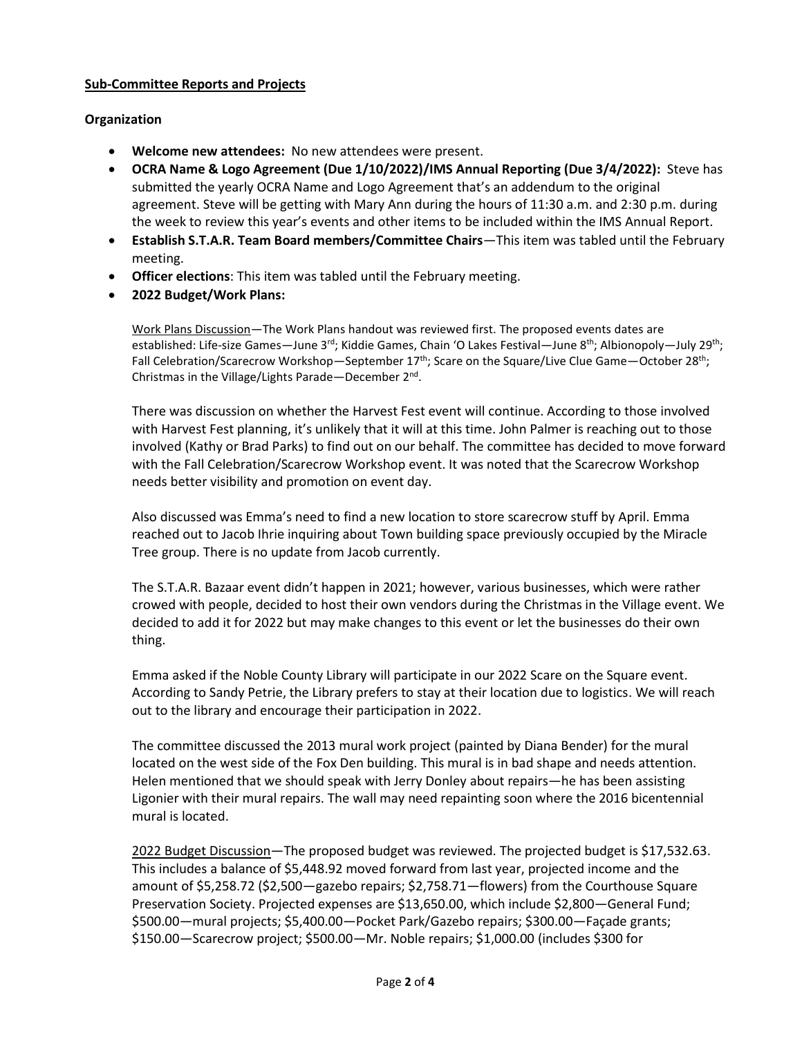**Sub-Committee Reports and Projects**

**Organization**

- **Welcome new attendees:** No new attendees were present.
- **OCRA Name & Logo Agreement (Due 1/10/2022)/IMS Annual Reporting (Due 3/4/2022):** Steve has submitted the yearly OCRA Name and Logo Agreement that's an addendum to the original agreement. Steve will be getting with Mary Ann during the hours of 11:30 a.m. and 2:30 p.m. during the week to review this year's events and other items to be included within the IMS Annual Report.
- **Establish S.T.A.R. Team Board members/Committee Chairs**—This item was tabled until the February meeting.
- **Officer elections**: This item was tabled until the February meeting.
- **2022 Budget/Work Plans:**

  Work Plans Discussion—The Work Plans handout was reviewed first. The proposed events dates are established: Life-size Games—June 3rd; Kiddie Games, Chain 'O Lakes Festival—June 8th; Albionopoly—July 29th; Fall Celebration/Scarecrow Workshop—September 17th; Scare on the Square/Live Clue Game—October 28th; Christmas in the Village/Lights Parade—December 2nd.

  There was discussion on whether the Harvest Fest event will continue. According to those involved with Harvest Fest planning, it's unlikely that it will at this time. John Palmer is reaching out to those involved (Kathy or Brad Parks) to find out on our behalf. The committee has decided to move forward with the Fall Celebration/Scarecrow Workshop event. It was noted that the Scarecrow Workshop needs better visibility and promotion on event day.

  Also discussed was Emma's need to find a new location to store scarecrow stuff by April. Emma reached out to Jacob Ihrie inquiring about Town building space previously occupied by the Miracle Tree group. There is no update from Jacob currently.

  The S.T.A.R. Bazaar event didn't happen in 2021; however, various businesses, which were rather crowed with people, decided to host their own vendors during the Christmas in the Village event. We decided to add it for 2022 but may make changes to this event or let the businesses do their own thing.

  Emma asked if the Noble County Library will participate in our 2022 Scare on the Square event. According to Sandy Petrie, the Library prefers to stay at their location due to logistics. We will reach out to the library and encourage their participation in 2022.

  The committee discussed the 2013 mural work project (painted by Diana Bender) for the mural located on the west side of the Fox Den building. This mural is in bad shape and needs attention. Helen mentioned that we should speak with Jerry Donley about repairs—he has been assisting Ligonier with their mural repairs. The wall may need repainting soon where the 2016 bicentennial mural is located.

  2022 Budget Discussion—The proposed budget was reviewed. The projected budget is $17,532.63. This includes a balance of $5,448.92 moved forward from last year, projected income and the amount of $5,258.72 ($2,500—gazebo repairs; $2,758.71—flowers) from the Courthouse Square Preservation Society. Projected expenses are $13,650.00, which include $2,800—General Fund; $500.00—mural projects; $5,400.00—Pocket Park/Gazebo repairs; $300.00—Façade grants; $150.00—Scarecrow project; $500.00—Mr. Noble repairs; $1,000.00 (includes $300 for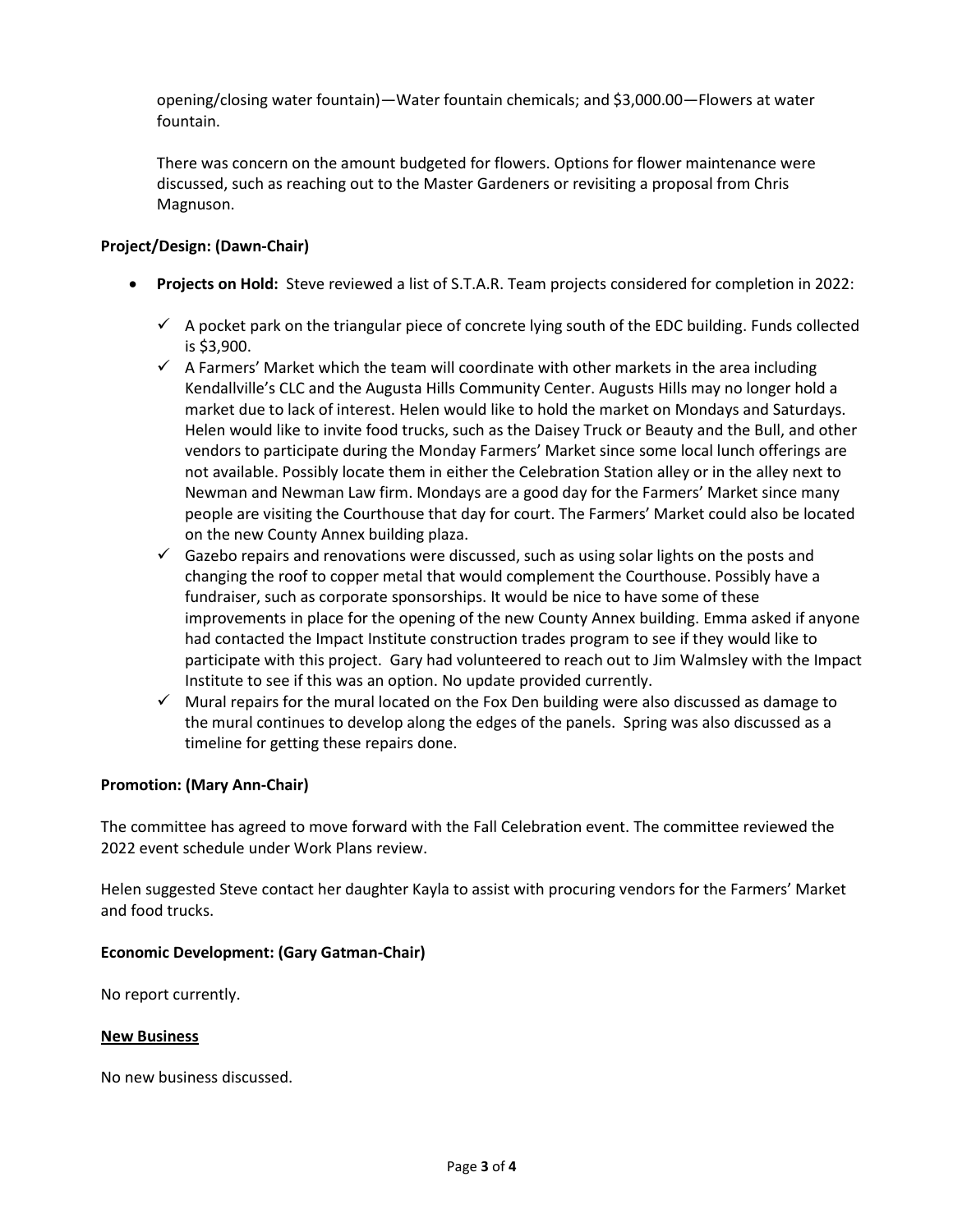opening/closing water fountain)—Water fountain chemicals; and $3,000.00—Flowers at water fountain.

There was concern on the amount budgeted for flowers. Options for flower maintenance were discussed, such as reaching out to the Master Gardeners or revisiting a proposal from Chris Magnuson.

**Project/Design: (Dawn-Chair)**

- **Projects on Hold:** Steve reviewed a list of S.T.A.R. Team projects considered for completion in 2022:
  - ✓ A pocket park on the triangular piece of concrete lying south of the EDC building. Funds collected is $3,900.
  - ✓ A Farmers' Market which the team will coordinate with other markets in the area including Kendallville's CLC and the Augusta Hills Community Center. Augusts Hills may no longer hold a market due to lack of interest. Helen would like to hold the market on Mondays and Saturdays. Helen would like to invite food trucks, such as the Daisey Truck or Beauty and the Bull, and other vendors to participate during the Monday Farmers' Market since some local lunch offerings are not available. Possibly locate them in either the Celebration Station alley or in the alley next to Newman and Newman Law firm. Mondays are a good day for the Farmers' Market since many people are visiting the Courthouse that day for court. The Farmers' Market could also be located on the new County Annex building plaza.
  - ✓ Gazebo repairs and renovations were discussed, such as using solar lights on the posts and changing the roof to copper metal that would complement the Courthouse. Possibly have a fundraiser, such as corporate sponsorships. It would be nice to have some of these improvements in place for the opening of the new County Annex building. Emma asked if anyone had contacted the Impact Institute construction trades program to see if they would like to participate with this project. Gary had volunteered to reach out to Jim Walmsley with the Impact Institute to see if this was an option. No update provided currently.
  - ✓ Mural repairs for the mural located on the Fox Den building were also discussed as damage to the mural continues to develop along the edges of the panels. Spring was also discussed as a timeline for getting these repairs done.

**Promotion: (Mary Ann-Chair)**

The committee has agreed to move forward with the Fall Celebration event. The committee reviewed the 2022 event schedule under Work Plans review.

Helen suggested Steve contact her daughter Kayla to assist with procuring vendors for the Farmers' Market and food trucks.

**Economic Development: (Gary Gatman-Chair)**

No report currently.

**New Business**

No new business discussed.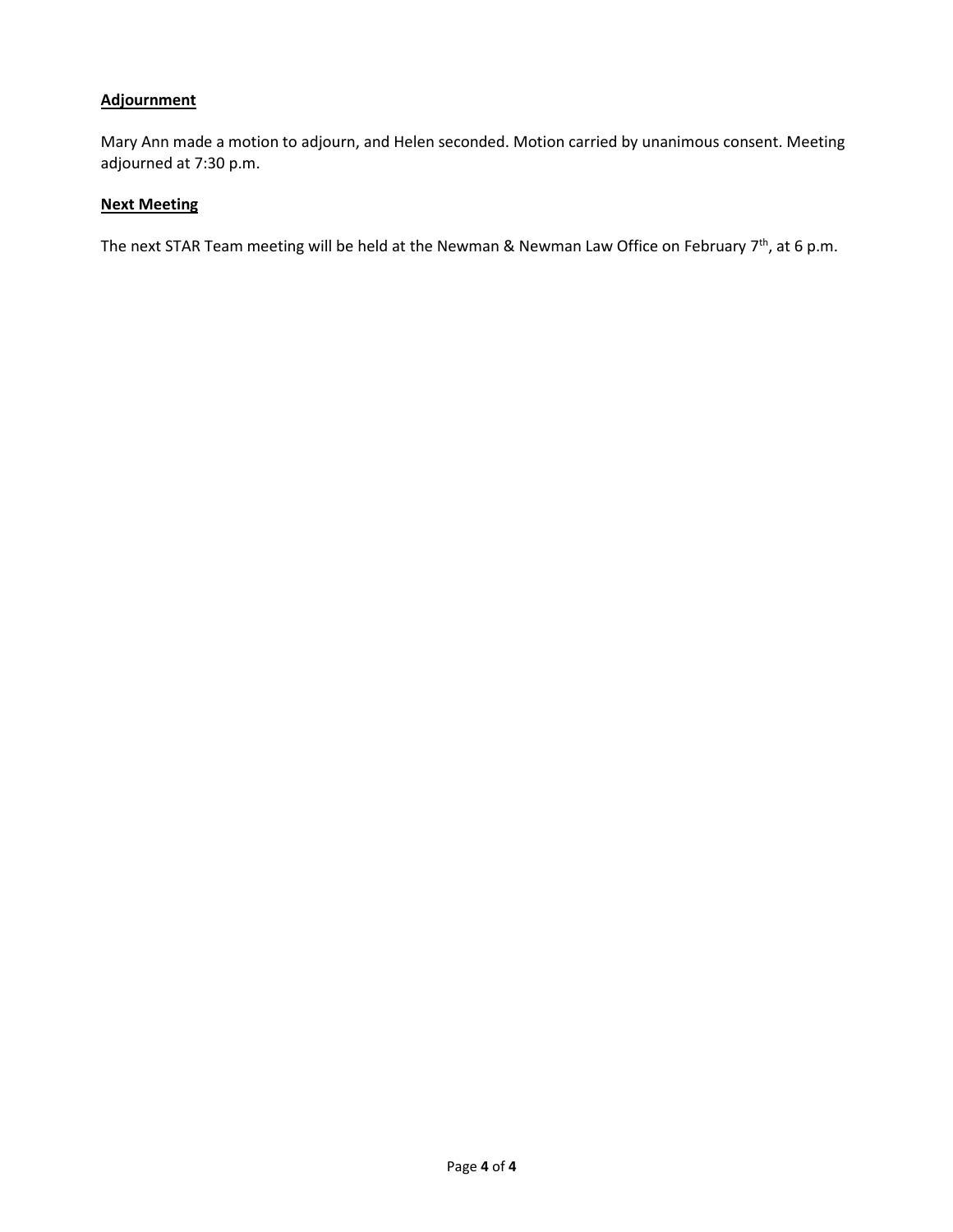**Adjournment**

Mary Ann made a motion to adjourn, and Helen seconded. Motion carried by unanimous consent. Meeting adjourned at 7:30 p.m.

**Next Meeting**

The next STAR Team meeting will be held at the Newman & Newman Law Office on February 7th, at 6 p.m.